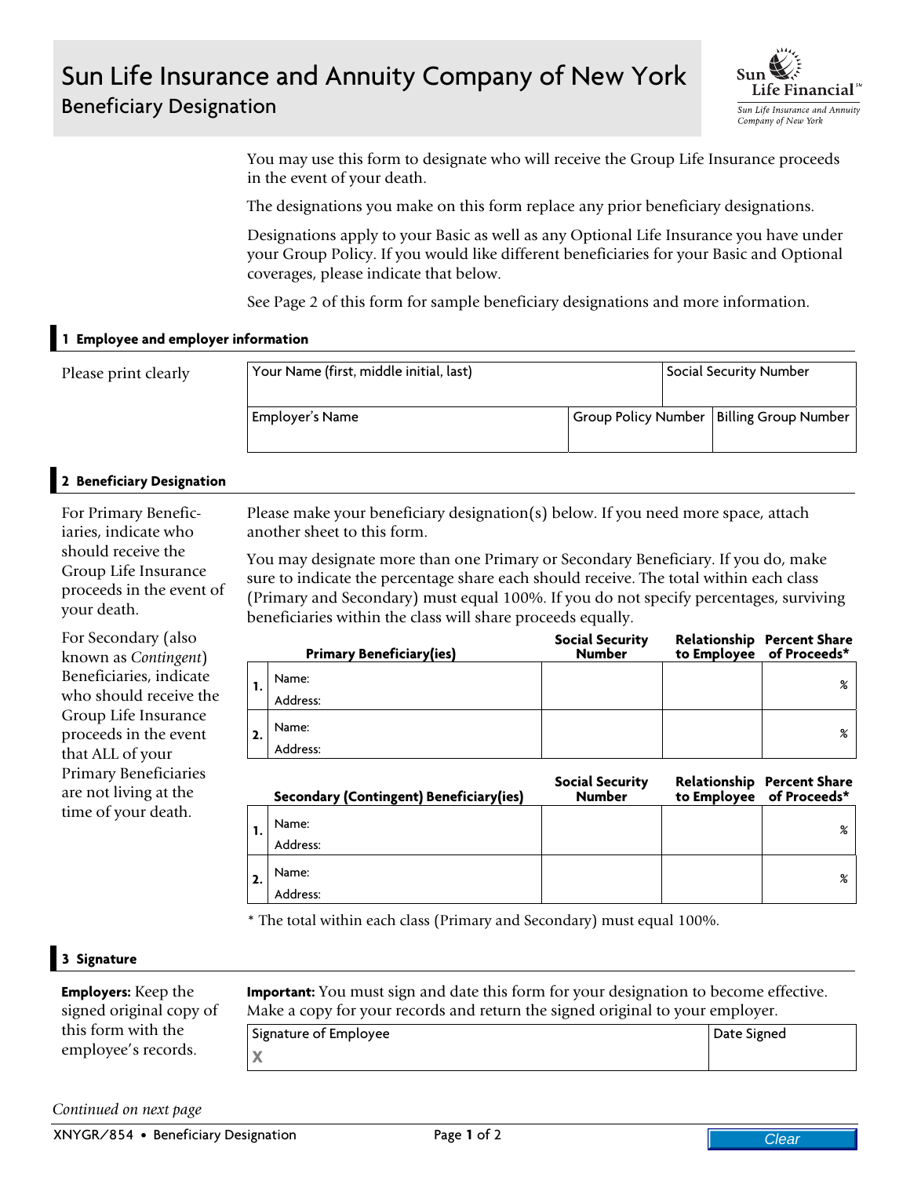# Sun Life Insurance and Annuity Company of New York

## Beneficiary Designation

Sun Life Financial

*Sun Life Insurance and Annuity Company of New York*

You may use this form to designate who will receive the Group Life Insurance proceeds in the event of your death.

The designations you make on this form replace any prior beneficiary designations.

Designations apply to your Basic as well as any Optional Life Insurance you have under your Group Policy. If you would like different beneficiaries for your Basic and Optional coverages, please indicate that below.

See Page 2 of this form for sample beneficiary designations and more information.

### 1 Employee and employer information

Please print clearly

| Your Name (first, middle initial, last) | | Social Security Number |
|---|---|---|
| **Employer's Name** | **Group Policy Number** | **Billing Group Number** |
| | | |

### 2 Beneficiary Designation

For Primary Beneficiaries, indicate who should receive the Group Life Insurance proceeds in the event of your death.

For Secondary (also known as *Contingent*) Beneficiaries, indicate who should receive the Group Life Insurance proceeds in the event that ALL of your Primary Beneficiaries are not living at the time of your death.

Please make your beneficiary designation(s) below. If you need more space, attach another sheet to this form.

You may designate more than one Primary or Secondary Beneficiary. If you do, make sure to indicate the percentage share each should receive. The total within each class (Primary and Secondary) must equal 100%. If you do not specify percentages, surviving beneficiaries within the class will share proceeds equally.

| | Primary Beneficiary(ies) | Social Security Number | Relationship to Employee | Percent Share of Proceeds* |
|---|---|---|---|---|
| 1. | Name:<br>Address: | | | % |
| 2. | Name:<br>Address: | | | % |

| | Secondary (Contingent) Beneficiary(ies) | Social Security Number | Relationship to Employee | Percent Share of Proceeds* |
|---|---|---|---|---|
| 1. | Name:<br>Address: | | | % |
| 2. | Name:<br>Address: | | | % |

\* The total within each class (Primary and Secondary) must equal 100%.

### 3 Signature

**Employers:** Keep the signed original copy of this form with the employee's records.

**Important:** You must sign and date this form for your designation to become effective. Make a copy for your records and return the signed original to your employer.

| Signature of Employee | Date Signed |
|---|---|
| X | |

*Continued on next page*

XNYGR/854 • Beneficiary Designation

Clear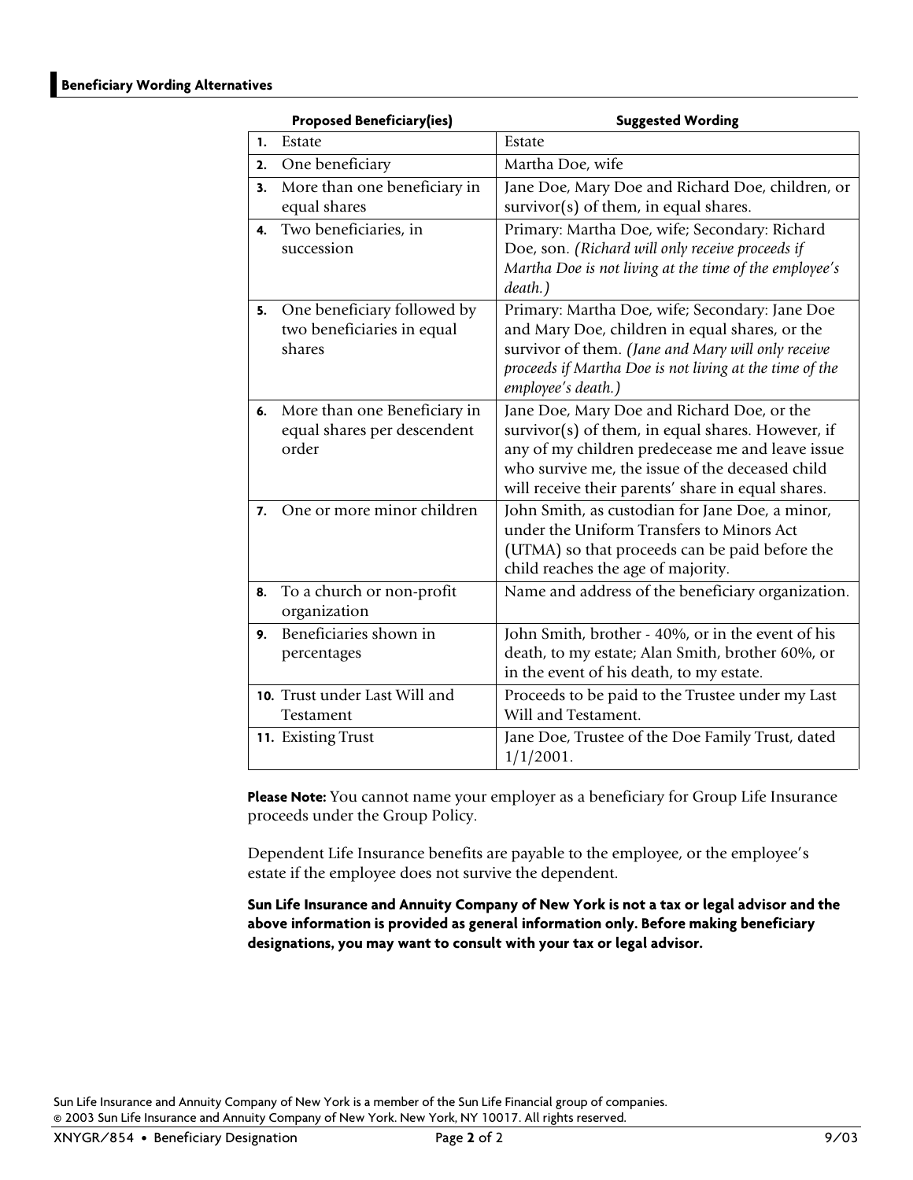## Beneficiary Wording Alternatives

| | Proposed Beneficiary(ies) | Suggested Wording |
|---|---|---|
| 1. | Estate | Estate |
| 2. | One beneficiary | Martha Doe, wife |
| 3. | More than one beneficiary in equal shares | Jane Doe, Mary Doe and Richard Doe, children, or survivor(s) of them, in equal shares. |
| 4. | Two beneficiaries, in succession | Primary: Martha Doe, wife; Secondary: Richard Doe, son. *(Richard will only receive proceeds if Martha Doe is not living at the time of the employee's death.)* |
| 5. | One beneficiary followed by two beneficiaries in equal shares | Primary: Martha Doe, wife; Secondary: Jane Doe and Mary Doe, children in equal shares, or the survivor of them. *(Jane and Mary will only receive proceeds if Martha Doe is not living at the time of the employee's death.)* |
| 6. | More than one Beneficiary in equal shares per descendent order | Jane Doe, Mary Doe and Richard Doe, or the survivor(s) of them, in equal shares. However, if any of my children predecease me and leave issue who survive me, the issue of the deceased child will receive their parents' share in equal shares. |
| 7. | One or more minor children | John Smith, as custodian for Jane Doe, a minor, under the Uniform Transfers to Minors Act (UTMA) so that proceeds can be paid before the child reaches the age of majority. |
| 8. | To a church or non-profit organization | Name and address of the beneficiary organization. |
| 9. | Beneficiaries shown in percentages | John Smith, brother - 40%, or in the event of his death, to my estate; Alan Smith, brother 60%, or in the event of his death, to my estate. |
| 10. | Trust under Last Will and Testament | Proceeds to be paid to the Trustee under my Last Will and Testament. |
| 11. | Existing Trust | Jane Doe, Trustee of the Doe Family Trust, dated 1/1/2001. |

**Please Note:** You cannot name your employer as a beneficiary for Group Life Insurance proceeds under the Group Policy.

Dependent Life Insurance benefits are payable to the employee, or the employee's estate if the employee does not survive the dependent.

**Sun Life Insurance and Annuity Company of New York is not a tax or legal advisor and the above information is provided as general information only. Before making beneficiary designations, you may want to consult with your tax or legal advisor.**

Sun Life Insurance and Annuity Company of New York is a member of the Sun Life Financial group of companies.
© 2003 Sun Life Insurance and Annuity Company of New York. New York, NY 10017. All rights reserved.

XNYGR/854 • Beneficiary Designation 9/03